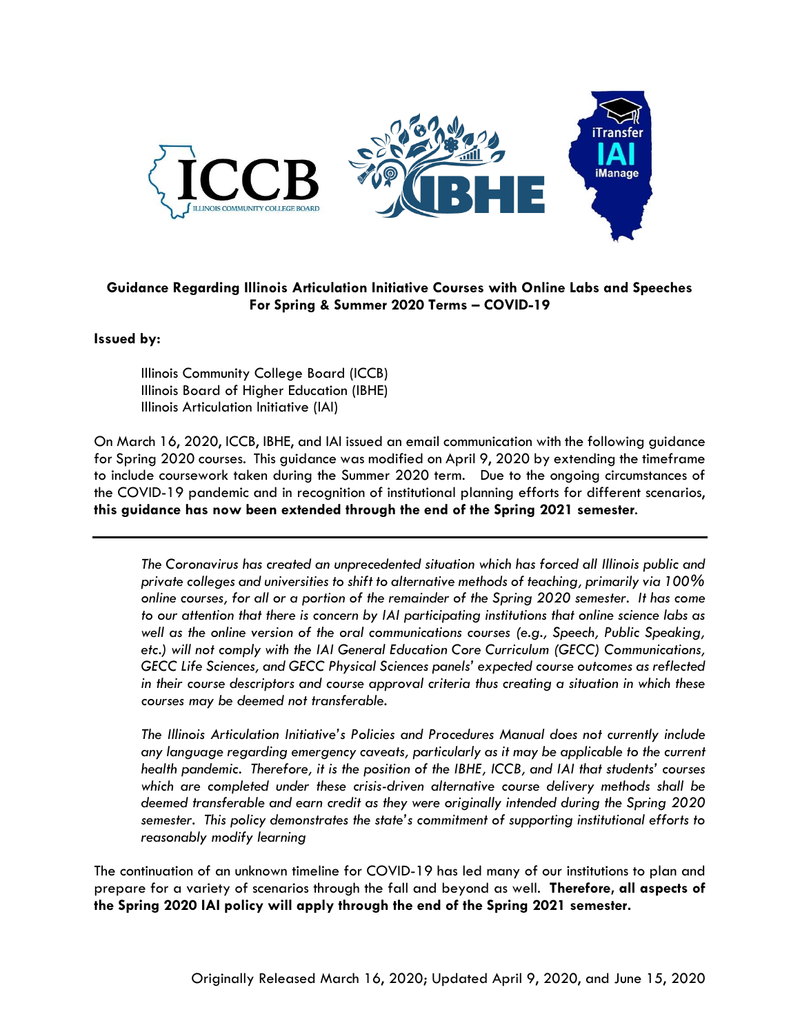**Guidance Regarding Illinois Articulation Initiative Courses with Online Labs and Speeches For Spring & Summer 2020 Terms – COVID-19**

**Issued by:**

Illinois Community College Board (ICCB)
Illinois Board of Higher Education (IBHE)
Illinois Articulation Initiative (IAI)

On March 16, 2020, ICCB, IBHE, and IAI issued an email communication with the following guidance for Spring 2020 courses. This guidance was modified on April 9, 2020 by extending the timeframe to include coursework taken during the Summer 2020 term. Due to the ongoing circumstances of the COVID-19 pandemic and in recognition of institutional planning efforts for different scenarios, **this guidance has now been extended through the end of the Spring 2021 semester**.

---

*The Coronavirus has created an unprecedented situation which has forced all Illinois public and private colleges and universities to shift to alternative methods of teaching, primarily via 100% online courses, for all or a portion of the remainder of the Spring 2020 semester. It has come to our attention that there is concern by IAI participating institutions that online science labs as well as the online version of the oral communications courses (e.g., Speech, Public Speaking, etc.) will not comply with the IAI General Education Core Curriculum (GECC) Communications, GECC Life Sciences, and GECC Physical Sciences panels' expected course outcomes as reflected in their course descriptors and course approval criteria thus creating a situation in which these courses may be deemed not transferable.*

*The Illinois Articulation Initiative's Policies and Procedures Manual does not currently include any language regarding emergency caveats, particularly as it may be applicable to the current health pandemic. Therefore, it is the position of the IBHE, ICCB, and IAI that students' courses which are completed under these crisis-driven alternative course delivery methods shall be deemed transferable and earn credit as they were originally intended during the Spring 2020 semester. This policy demonstrates the state's commitment of supporting institutional efforts to reasonably modify learning*

The continuation of an unknown timeline for COVID-19 has led many of our institutions to plan and prepare for a variety of scenarios through the fall and beyond as well. **Therefore, all aspects of the Spring 2020 IAI policy will apply through the end of the Spring 2021 semester.**

Originally Released March 16, 2020; Updated April 9, 2020, and June 15, 2020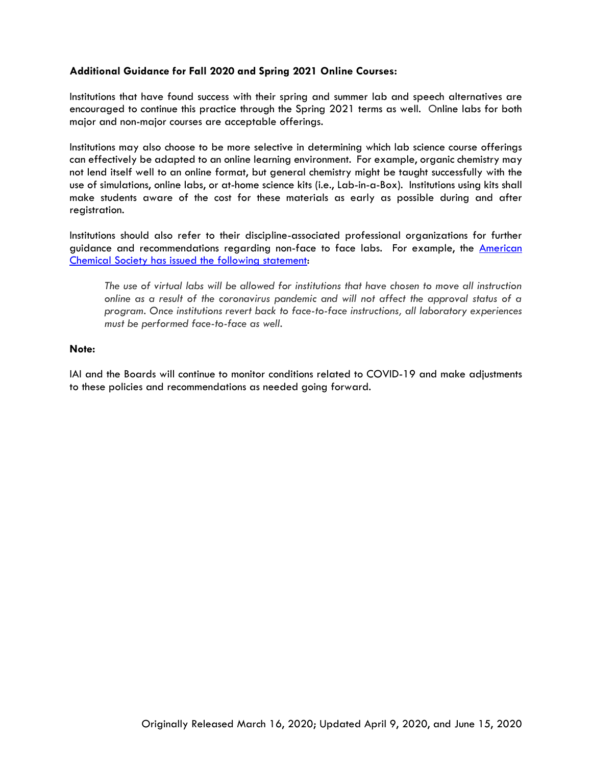**Additional Guidance for Fall 2020 and Spring 2021 Online Courses:**

Institutions that have found success with their spring and summer lab and speech alternatives are encouraged to continue this practice through the Spring 2021 terms as well. Online labs for both major and non-major courses are acceptable offerings.

Institutions may also choose to be more selective in determining which lab science course offerings can effectively be adapted to an online learning environment. For example, organic chemistry may not lend itself well to an online format, but general chemistry might be taught successfully with the use of simulations, online labs, or at-home science kits (i.e., Lab-in-a-Box). Institutions using kits shall make students aware of the cost for these materials as early as possible during and after registration.

Institutions should also refer to their discipline-associated professional organizations for further guidance and recommendations regarding non-face to face labs. For example, the American Chemical Society has issued the following statement:

> *The use of virtual labs will be allowed for institutions that have chosen to move all instruction online as a result of the coronavirus pandemic and will not affect the approval status of a program. Once institutions revert back to face-to-face instructions, all laboratory experiences must be performed face-to-face as well.*

**Note:**

IAI and the Boards will continue to monitor conditions related to COVID-19 and make adjustments to these policies and recommendations as needed going forward.

Originally Released March 16, 2020; Updated April 9, 2020, and June 15, 2020